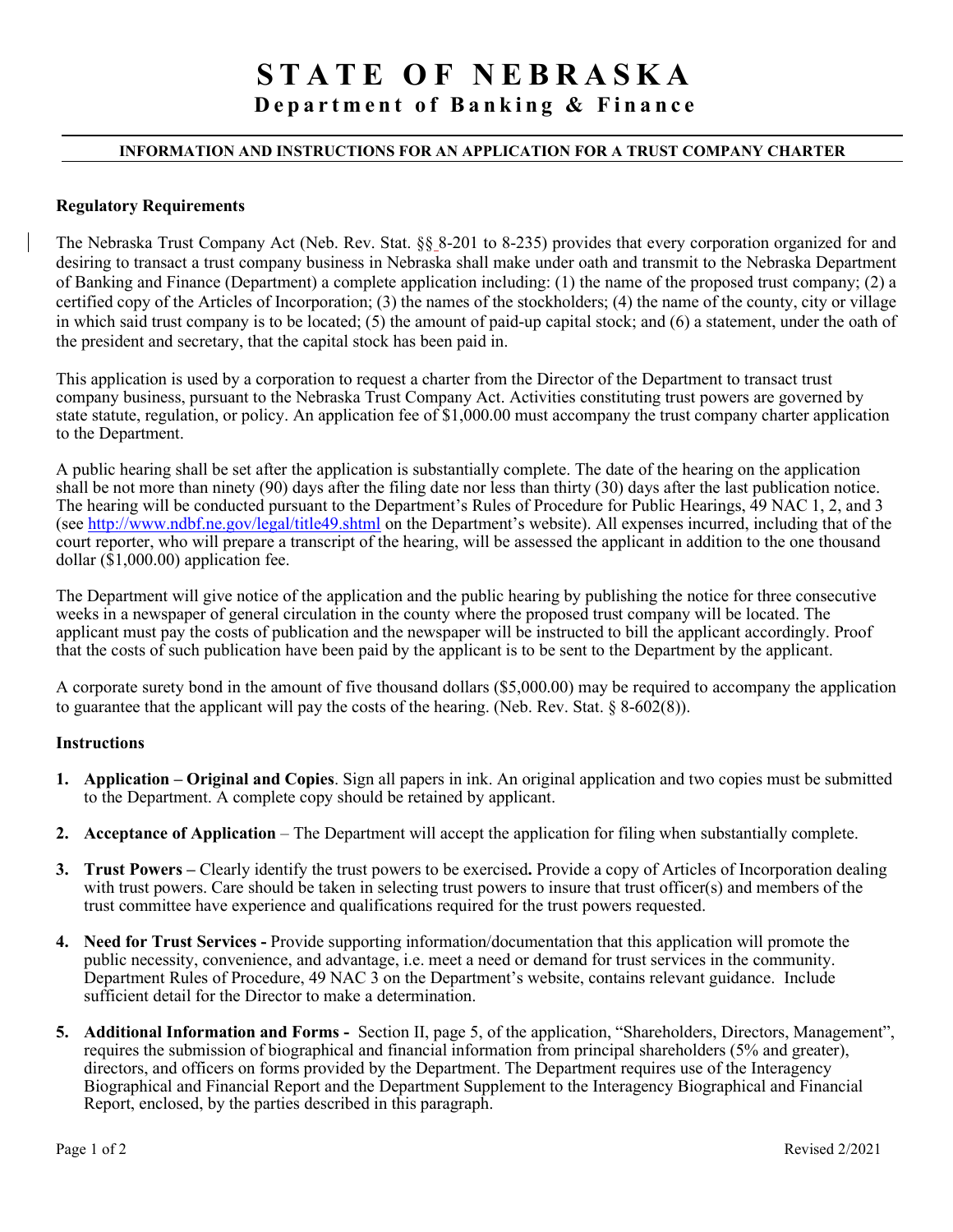# STATE OF NEBRASKA

## Department of Banking & Finance

**INFORMATION AND INSTRUCTIONS FOR AN APPLICATION FOR A TRUST COMPANY CHARTER**

### Regulatory Requirements

The Nebraska Trust Company Act (Neb. Rev. Stat. §§ 8-201 to 8-235) provides that every corporation organized for and desiring to transact a trust company business in Nebraska shall make under oath and transmit to the Nebraska Department of Banking and Finance (Department) a complete application including: (1) the name of the proposed trust company; (2) a certified copy of the Articles of Incorporation; (3) the names of the stockholders; (4) the name of the county, city or village in which said trust company is to be located; (5) the amount of paid-up capital stock; and (6) a statement, under the oath of the president and secretary, that the capital stock has been paid in.

This application is used by a corporation to request a charter from the Director of the Department to transact trust company business, pursuant to the Nebraska Trust Company Act. Activities constituting trust powers are governed by state statute, regulation, or policy. An application fee of $1,000.00 must accompany the trust company charter application to the Department.

A public hearing shall be set after the application is substantially complete. The date of the hearing on the application shall be not more than ninety (90) days after the filing date nor less than thirty (30) days after the last publication notice. The hearing will be conducted pursuant to the Department's Rules of Procedure for Public Hearings, 49 NAC 1, 2, and 3 (see http://www.ndbf.ne.gov/legal/title49.shtml on the Department's website). All expenses incurred, including that of the court reporter, who will prepare a transcript of the hearing, will be assessed the applicant in addition to the one thousand dollar ($1,000.00) application fee.

The Department will give notice of the application and the public hearing by publishing the notice for three consecutive weeks in a newspaper of general circulation in the county where the proposed trust company will be located. The applicant must pay the costs of publication and the newspaper will be instructed to bill the applicant accordingly. Proof that the costs of such publication have been paid by the applicant is to be sent to the Department by the applicant.

A corporate surety bond in the amount of five thousand dollars ($5,000.00) may be required to accompany the application to guarantee that the applicant will pay the costs of the hearing. (Neb. Rev. Stat. § 8-602(8)).

### Instructions

1. **Application – Original and Copies**. Sign all papers in ink. An original application and two copies must be submitted to the Department. A complete copy should be retained by applicant.

2. **Acceptance of Application** – The Department will accept the application for filing when substantially complete.

3. **Trust Powers –** Clearly identify the trust powers to be exercised**.** Provide a copy of Articles of Incorporation dealing with trust powers. Care should be taken in selecting trust powers to insure that trust officer(s) and members of the trust committee have experience and qualifications required for the trust powers requested.

4. **Need for Trust Services -** Provide supporting information/documentation that this application will promote the public necessity, convenience, and advantage, i.e. meet a need or demand for trust services in the community. Department Rules of Procedure, 49 NAC 3 on the Department's website, contains relevant guidance. Include sufficient detail for the Director to make a determination.

5. **Additional Information and Forms -** Section II, page 5, of the application, "Shareholders, Directors, Management", requires the submission of biographical and financial information from principal shareholders (5% and greater), directors, and officers on forms provided by the Department. The Department requires use of the Interagency Biographical and Financial Report and the Department Supplement to the Interagency Biographical and Financial Report, enclosed, by the parties described in this paragraph.

Revised 2/2021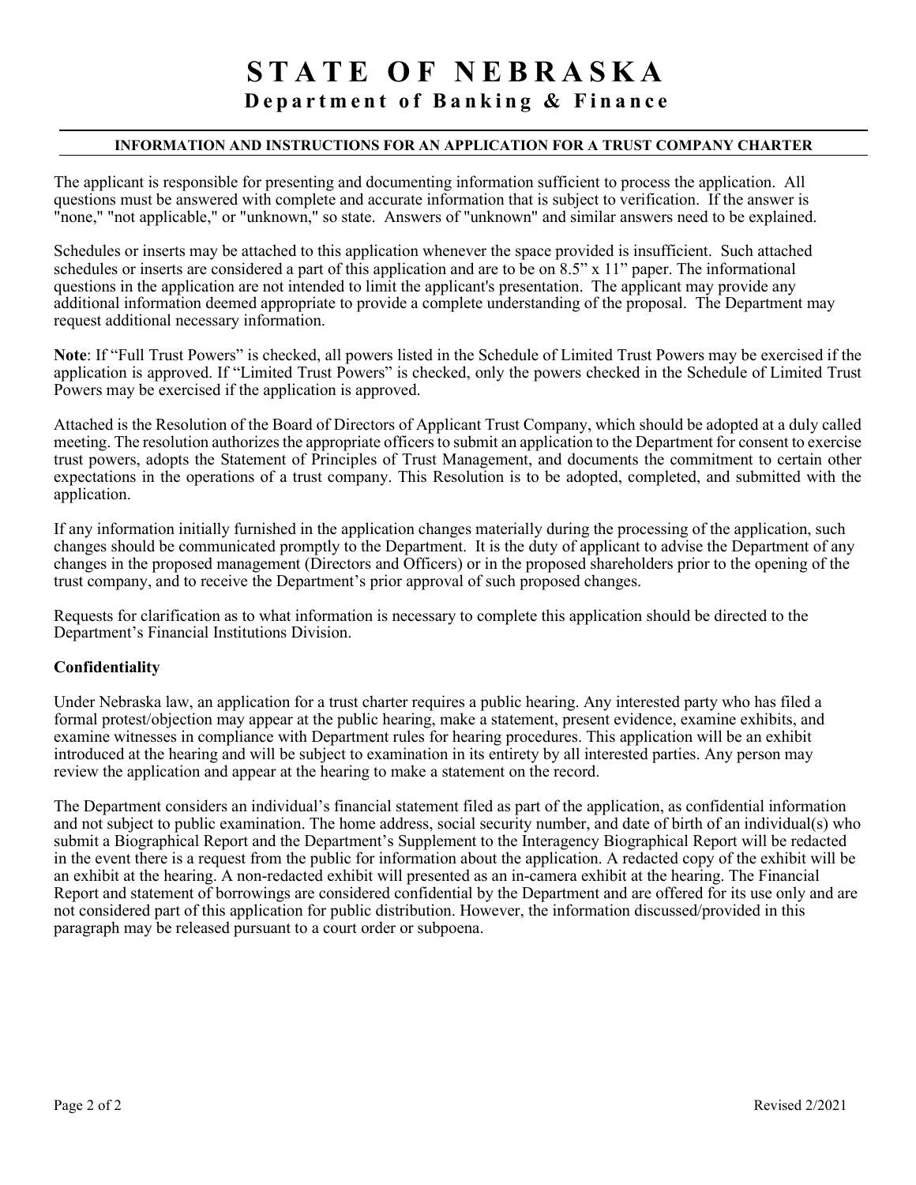# STATE OF NEBRASKA

## Department of Banking & Finance

### INFORMATION AND INSTRUCTIONS FOR AN APPLICATION FOR A TRUST COMPANY CHARTER

The applicant is responsible for presenting and documenting information sufficient to process the application. All questions must be answered with complete and accurate information that is subject to verification. If the answer is "none," "not applicable," or "unknown," so state. Answers of "unknown" and similar answers need to be explained.

Schedules or inserts may be attached to this application whenever the space provided is insufficient. Such attached schedules or inserts are considered a part of this application and are to be on 8.5" x 11" paper. The informational questions in the application are not intended to limit the applicant's presentation. The applicant may provide any additional information deemed appropriate to provide a complete understanding of the proposal. The Department may request additional necessary information.

**Note**: If "Full Trust Powers" is checked, all powers listed in the Schedule of Limited Trust Powers may be exercised if the application is approved. If "Limited Trust Powers" is checked, only the powers checked in the Schedule of Limited Trust Powers may be exercised if the application is approved.

Attached is the Resolution of the Board of Directors of Applicant Trust Company, which should be adopted at a duly called meeting. The resolution authorizes the appropriate officers to submit an application to the Department for consent to exercise trust powers, adopts the Statement of Principles of Trust Management, and documents the commitment to certain other expectations in the operations of a trust company. This Resolution is to be adopted, completed, and submitted with the application.

If any information initially furnished in the application changes materially during the processing of the application, such changes should be communicated promptly to the Department. It is the duty of applicant to advise the Department of any changes in the proposed management (Directors and Officers) or in the proposed shareholders prior to the opening of the trust company, and to receive the Department's prior approval of such proposed changes.

Requests for clarification as to what information is necessary to complete this application should be directed to the Department's Financial Institutions Division.

### Confidentiality

Under Nebraska law, an application for a trust charter requires a public hearing. Any interested party who has filed a formal protest/objection may appear at the public hearing, make a statement, present evidence, examine exhibits, and examine witnesses in compliance with Department rules for hearing procedures. This application will be an exhibit introduced at the hearing and will be subject to examination in its entirety by all interested parties. Any person may review the application and appear at the hearing to make a statement on the record.

The Department considers an individual's financial statement filed as part of the application, as confidential information and not subject to public examination. The home address, social security number, and date of birth of an individual(s) who submit a Biographical Report and the Department's Supplement to the Interagency Biographical Report will be redacted in the event there is a request from the public for information about the application. A redacted copy of the exhibit will be an exhibit at the hearing. A non-redacted exhibit will presented as an in-camera exhibit at the hearing. The Financial Report and statement of borrowings are considered confidential by the Department and are offered for its use only and are not considered part of this application for public distribution. However, the information discussed/provided in this paragraph may be released pursuant to a court order or subpoena.

Revised 2/2021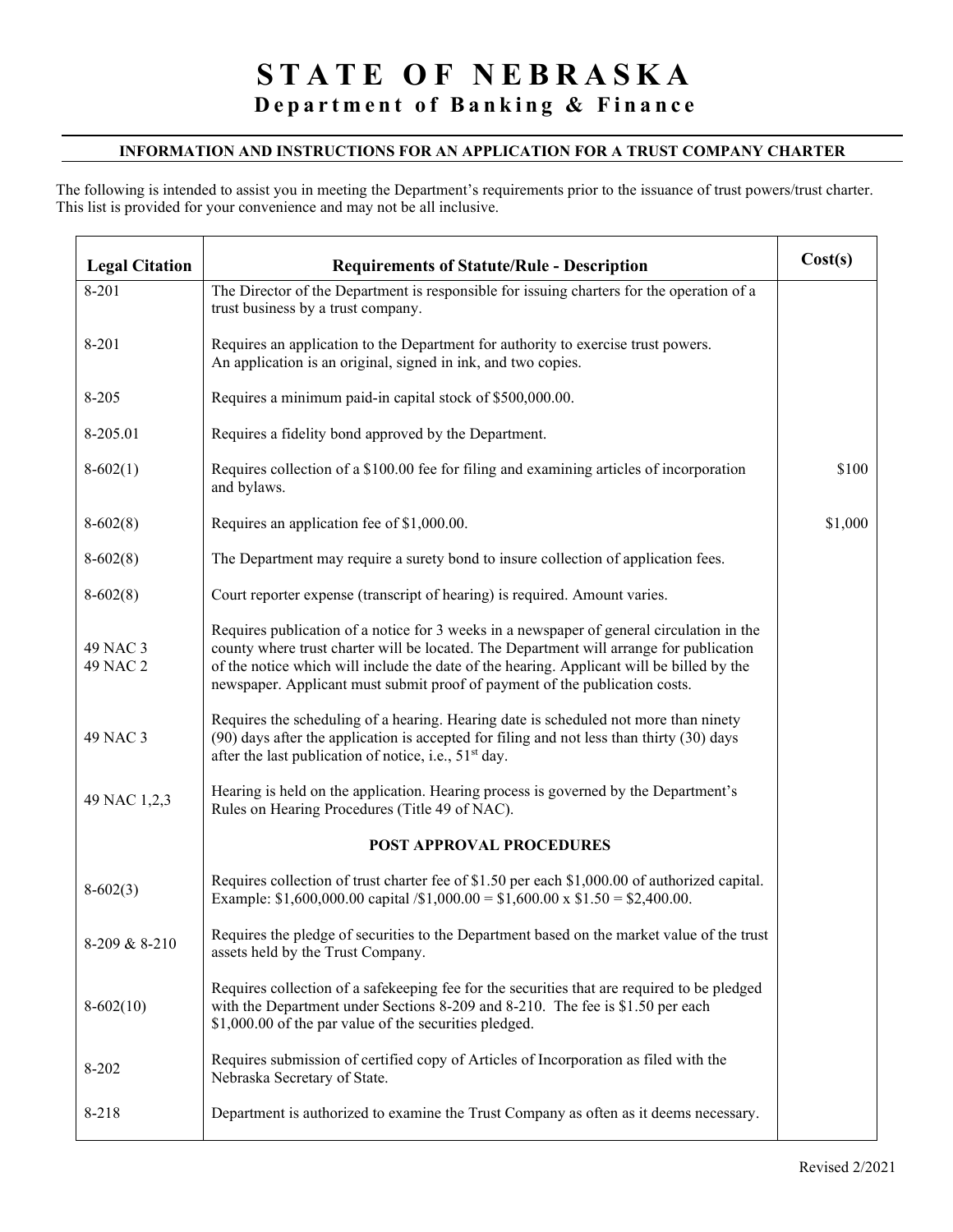# STATE OF NEBRASKA
## Department of Banking & Finance

**INFORMATION AND INSTRUCTIONS FOR AN APPLICATION FOR A TRUST COMPANY CHARTER**

The following is intended to assist you in meeting the Department's requirements prior to the issuance of trust powers/trust charter. This list is provided for your convenience and may not be all inclusive.

| Legal Citation | Requirements of Statute/Rule - Description | Cost(s) |
|---|---|---|
| 8-201 | The Director of the Department is responsible for issuing charters for the operation of a trust business by a trust company. | |
| 8-201 | Requires an application to the Department for authority to exercise trust powers. An application is an original, signed in ink, and two copies. | |
| 8-205 | Requires a minimum paid-in capital stock of $500,000.00. | |
| 8-205.01 | Requires a fidelity bond approved by the Department. | |
| 8-602(1) | Requires collection of a $100.00 fee for filing and examining articles of incorporation and bylaws. | $100 |
| 8-602(8) | Requires an application fee of $1,000.00. | $1,000 |
| 8-602(8) | The Department may require a surety bond to insure collection of application fees. | |
| 8-602(8) | Court reporter expense (transcript of hearing) is required. Amount varies. | |
| 49 NAC 3<br>49 NAC 2 | Requires publication of a notice for 3 weeks in a newspaper of general circulation in the county where trust charter will be located. The Department will arrange for publication of the notice which will include the date of the hearing. Applicant will be billed by the newspaper. Applicant must submit proof of payment of the publication costs. | |
| 49 NAC 3 | Requires the scheduling of a hearing. Hearing date is scheduled not more than ninety (90) days after the application is accepted for filing and not less than thirty (30) days after the last publication of notice, i.e., 51st day. | |
| 49 NAC 1,2,3 | Hearing is held on the application. Hearing process is governed by the Department's Rules on Hearing Procedures (Title 49 of NAC). | |
| | **POST APPROVAL PROCEDURES** | |
| 8-602(3) | Requires collection of trust charter fee of $1.50 per each $1,000.00 of authorized capital. Example: $1,600,000.00 capital /$1,000.00 = $1,600.00 x $1.50 = $2,400.00. | |
| 8-209 & 8-210 | Requires the pledge of securities to the Department based on the market value of the trust assets held by the Trust Company. | |
| 8-602(10) | Requires collection of a safekeeping fee for the securities that are required to be pledged with the Department under Sections 8-209 and 8-210. The fee is $1.50 per each $1,000.00 of the par value of the securities pledged. | |
| 8-202 | Requires submission of certified copy of Articles of Incorporation as filed with the Nebraska Secretary of State. | |
| 8-218 | Department is authorized to examine the Trust Company as often as it deems necessary. | |

Revised 2/2021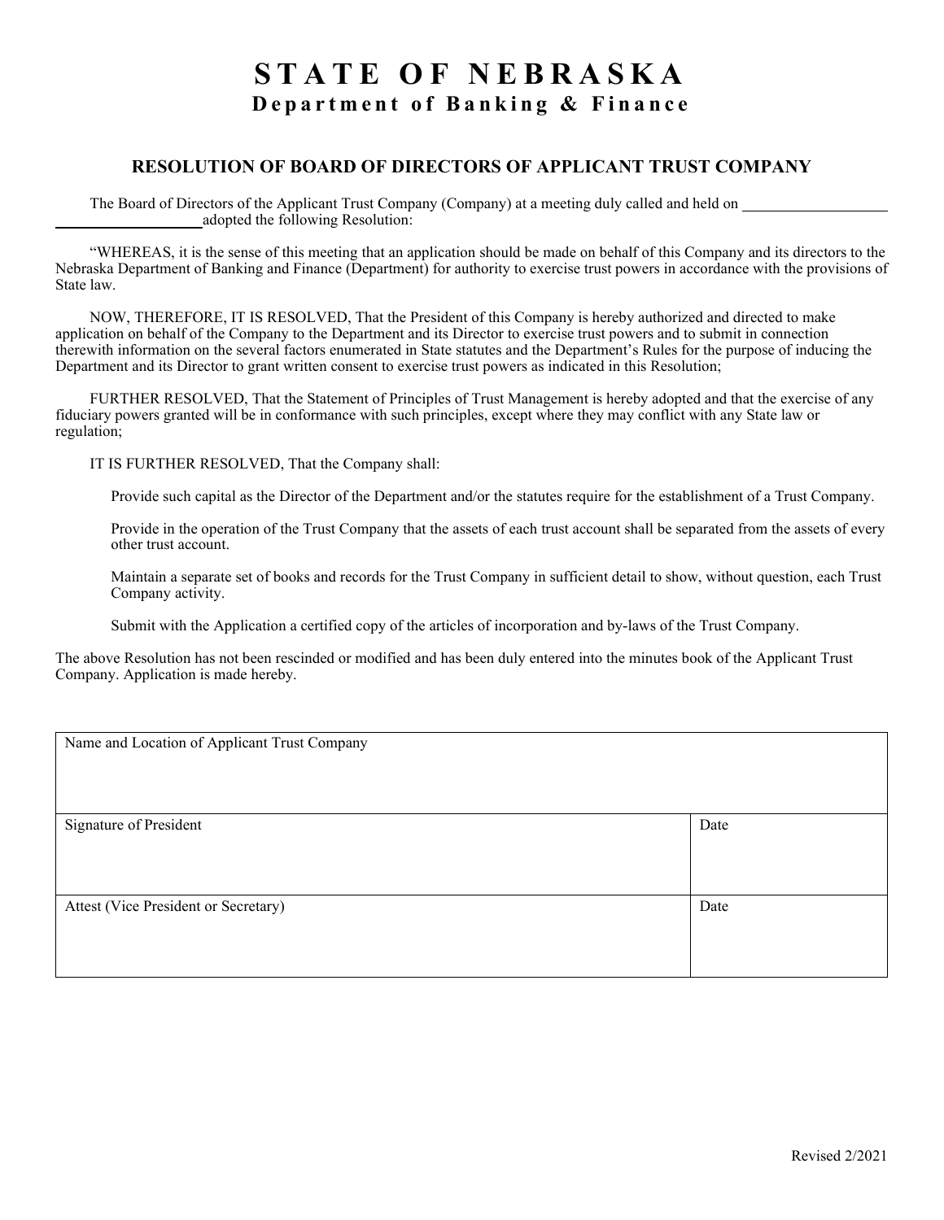# STATE OF NEBRASKA

## Department of Banking & Finance

### RESOLUTION OF BOARD OF DIRECTORS OF APPLICANT TRUST COMPANY

The Board of Directors of the Applicant Trust Company (Company) at a meeting duly called and held on ____________________ ____________________ adopted the following Resolution:

"WHEREAS, it is the sense of this meeting that an application should be made on behalf of this Company and its directors to the Nebraska Department of Banking and Finance (Department) for authority to exercise trust powers in accordance with the provisions of State law.

NOW, THEREFORE, IT IS RESOLVED, That the President of this Company is hereby authorized and directed to make application on behalf of the Company to the Department and its Director to exercise trust powers and to submit in connection therewith information on the several factors enumerated in State statutes and the Department's Rules for the purpose of inducing the Department and its Director to grant written consent to exercise trust powers as indicated in this Resolution;

FURTHER RESOLVED, That the Statement of Principles of Trust Management is hereby adopted and that the exercise of any fiduciary powers granted will be in conformance with such principles, except where they may conflict with any State law or regulation;

IT IS FURTHER RESOLVED, That the Company shall:

Provide such capital as the Director of the Department and/or the statutes require for the establishment of a Trust Company.

Provide in the operation of the Trust Company that the assets of each trust account shall be separated from the assets of every other trust account.

Maintain a separate set of books and records for the Trust Company in sufficient detail to show, without question, each Trust Company activity.

Submit with the Application a certified copy of the articles of incorporation and by-laws of the Trust Company.

The above Resolution has not been rescinded or modified and has been duly entered into the minutes book of the Applicant Trust Company. Application is made hereby.

| Name and Location of Applicant Trust Company | |
|---|---|
| Signature of President | Date |
| Attest (Vice President or Secretary) | Date |

Revised 2/2021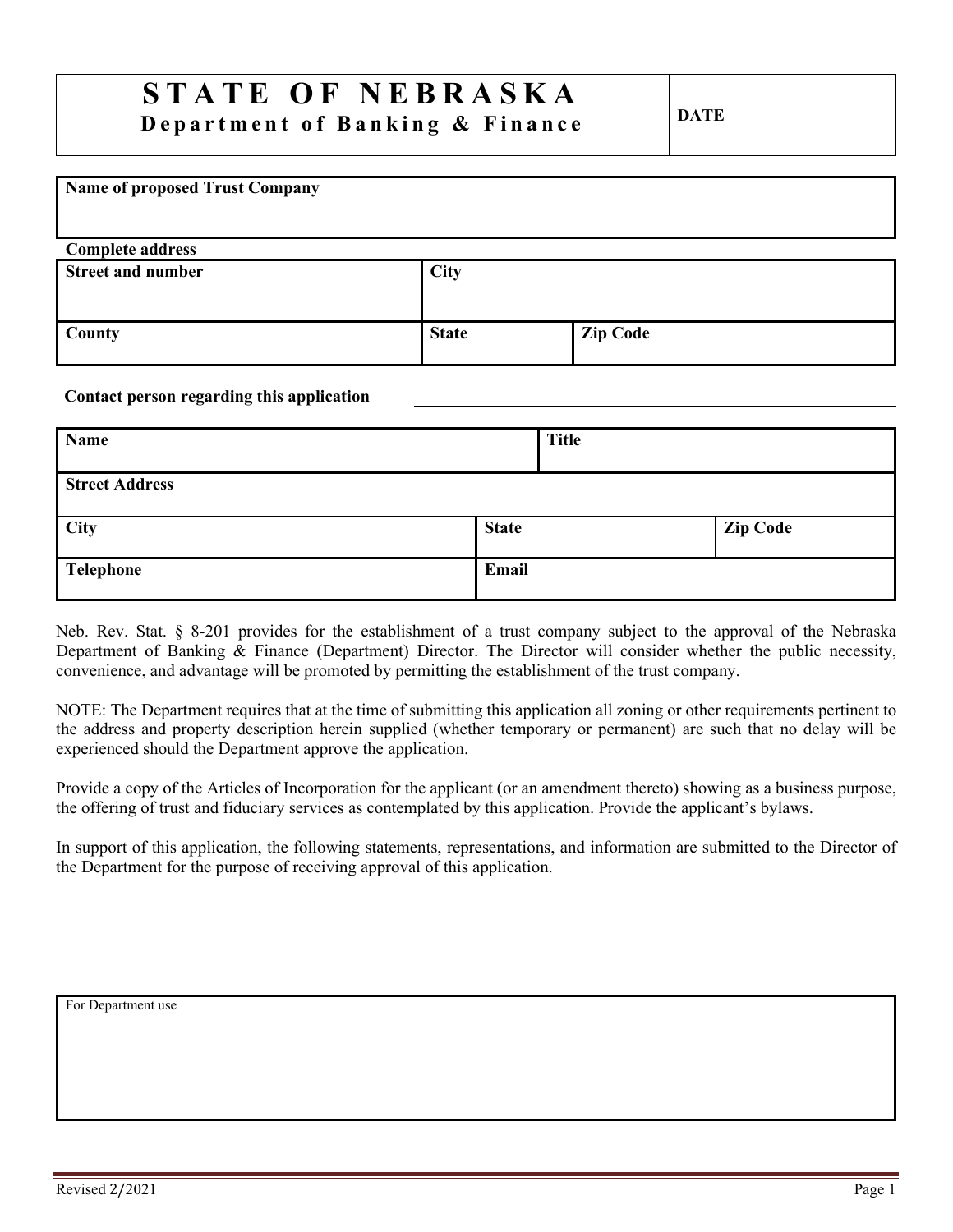# STATE OF NEBRASKA

## Department of Banking & Finance

| DATE |
| --- |
| |

| Name of proposed Trust Company |
| --- |
| |

**Complete address**

| Street and number | City | |
| --- | --- | --- |
| | | |
| **County** | **State** | **Zip Code** |
| | | |

**Contact person regarding this application** ______________________________

| Name | | Title |
| --- | --- | --- |
| | | |
| **Street Address** | | |
| | | |
| **City** | **State** | **Zip Code** |
| | | |
| **Telephone** | **Email** | |
| | | |

Neb. Rev. Stat. § 8-201 provides for the establishment of a trust company subject to the approval of the Nebraska Department of Banking & Finance (Department) Director. The Director will consider whether the public necessity, convenience, and advantage will be promoted by permitting the establishment of the trust company.

NOTE: The Department requires that at the time of submitting this application all zoning or other requirements pertinent to the address and property description herein supplied (whether temporary or permanent) are such that no delay will be experienced should the Department approve the application.

Provide a copy of the Articles of Incorporation for the applicant (or an amendment thereto) showing as a business purpose, the offering of trust and fiduciary services as contemplated by this application. Provide the applicant's bylaws.

In support of this application, the following statements, representations, and information are submitted to the Director of the Department for the purpose of receiving approval of this application.

| For Department use |
| --- |
| |

Revised 2/2021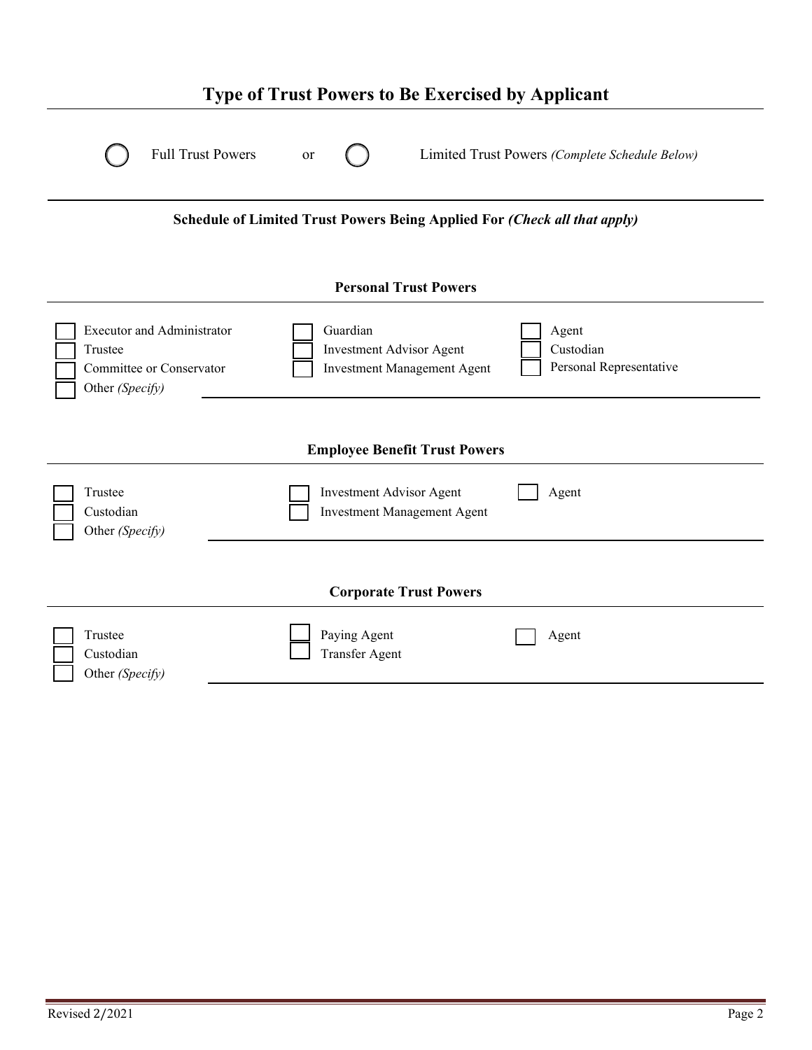# Type of Trust Powers to Be Exercised by Applicant

◯ Full Trust Powers or ◯ Limited Trust Powers *(Complete Schedule Below)*

**Schedule of Limited Trust Powers Being Applied For** ***(Check all that apply)***

**Personal Trust Powers**

- ☐ Executor and Administrator
- ☐ Trustee
- ☐ Committee or Conservator
- ☐ Other *(Specify)* ____________
- ☐ Guardian
- ☐ Investment Advisor Agent
- ☐ Investment Management Agent
- ☐ Agent
- ☐ Custodian
- ☐ Personal Representative

**Employee Benefit Trust Powers**

- ☐ Trustee
- ☐ Custodian
- ☐ Other *(Specify)* ____________
- ☐ Investment Advisor Agent
- ☐ Investment Management Agent
- ☐ Agent

**Corporate Trust Powers**

- ☐ Trustee
- ☐ Custodian
- ☐ Other *(Specify)* ____________
- ☐ Paying Agent
- ☐ Transfer Agent
- ☐ Agent

Revised 2/2021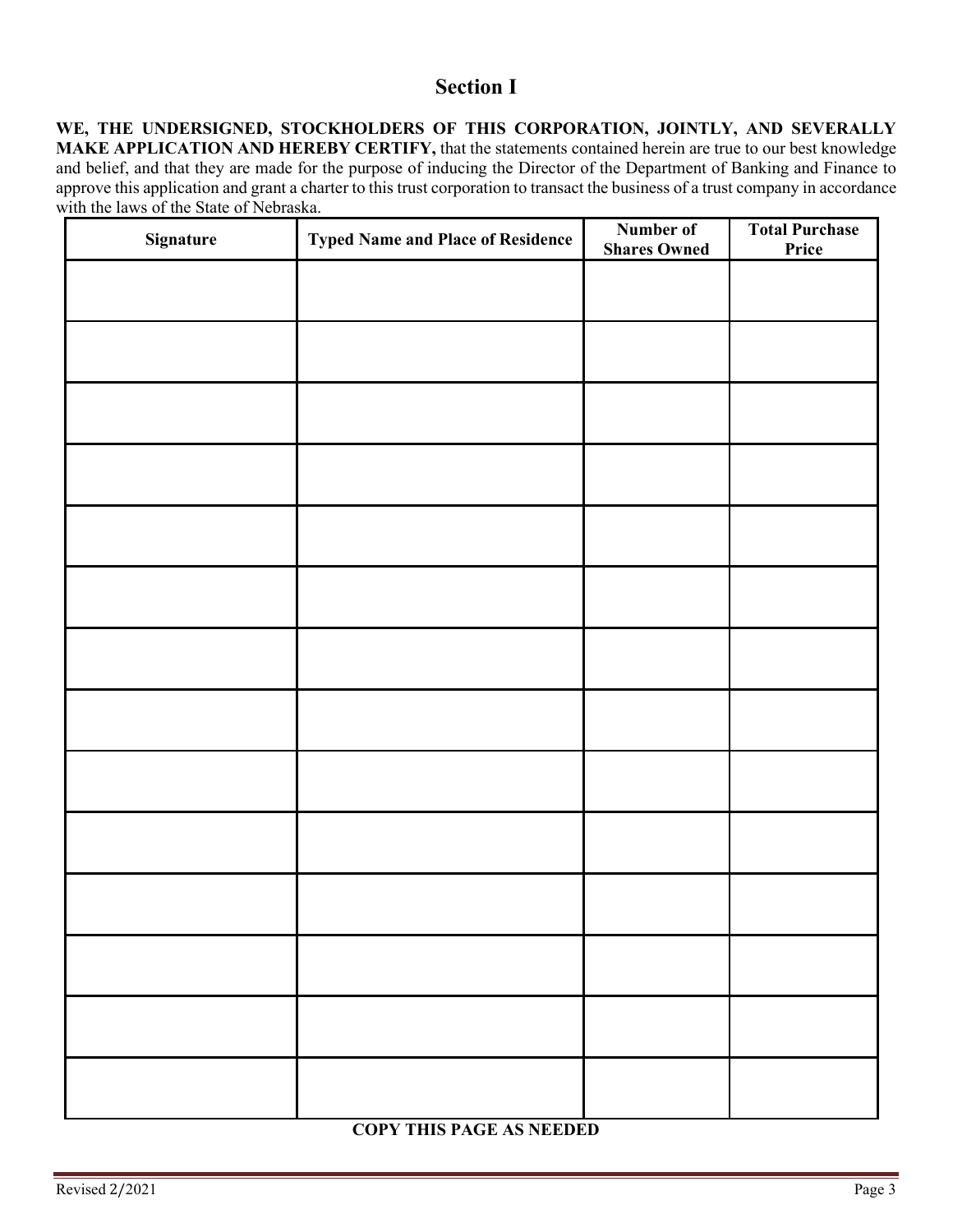## Section I

**WE, THE UNDERSIGNED, STOCKHOLDERS OF THIS CORPORATION, JOINTLY, AND SEVERALLY MAKE APPLICATION AND HEREBY CERTIFY,** that the statements contained herein are true to our best knowledge and belief, and that they are made for the purpose of inducing the Director of the Department of Banking and Finance to approve this application and grant a charter to this trust corporation to transact the business of a trust company in accordance with the laws of the State of Nebraska.

| Signature | Typed Name and Place of Residence | Number of Shares Owned | Total Purchase Price |
|---|---|---|---|
| | | | |
| | | | |
| | | | |
| | | | |
| | | | |
| | | | |
| | | | |
| | | | |
| | | | |
| | | | |
| | | | |
| | | | |
| | | | |
| | | | |

**COPY THIS PAGE AS NEEDED**

Revised 2/2021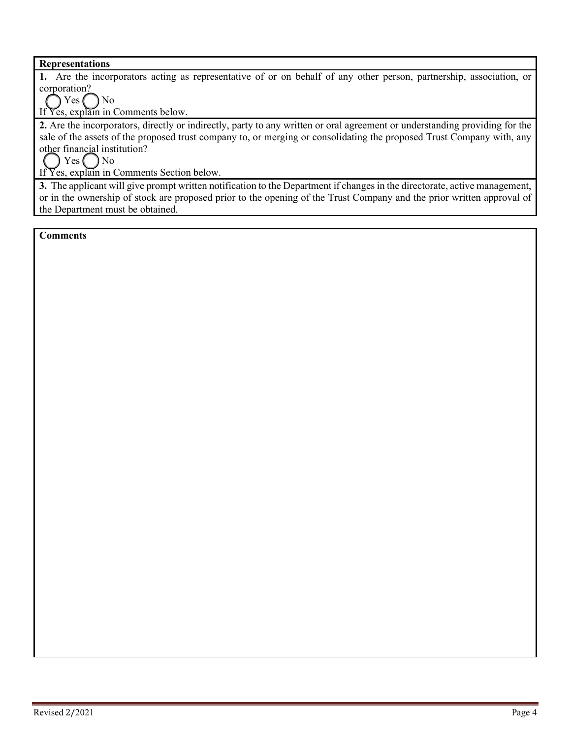## Representations

**1.** Are the incorporators acting as representative of or on behalf of any other person, partnership, association, or corporation?

◯ Yes ◯ No

If Yes, explain in Comments below.

**2.** Are the incorporators, directly or indirectly, party to any written or oral agreement or understanding providing for the sale of the assets of the proposed trust company to, or merging or consolidating the proposed Trust Company with, any other financial institution?

◯ Yes ◯ No

If Yes, explain in Comments Section below.

**3.** The applicant will give prompt written notification to the Department if changes in the directorate, active management, or in the ownership of stock are proposed prior to the opening of the Trust Company and the prior written approval of the Department must be obtained.

## Comments

Revised 2/2021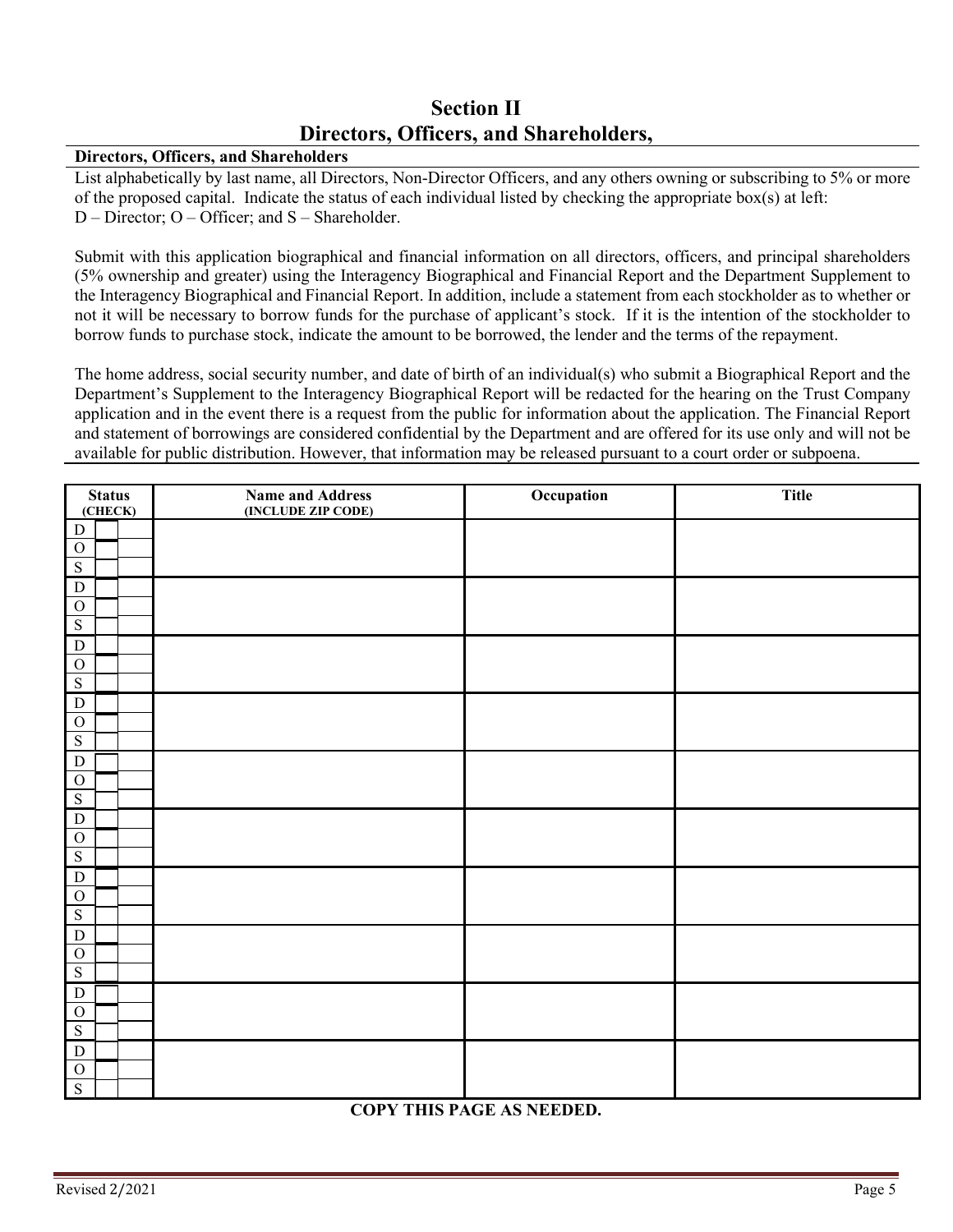# Section II
# Directors, Officers, and Shareholders,

**Directors, Officers, and Shareholders**

List alphabetically by last name, all Directors, Non-Director Officers, and any others owning or subscribing to 5% or more of the proposed capital. Indicate the status of each individual listed by checking the appropriate box(es) at left: D – Director; O – Officer; and S – Shareholder.

Submit with this application biographical and financial information on all directors, officers, and principal shareholders (5% ownership and greater) using the Interagency Biographical and Financial Report and the Department Supplement to the Interagency Biographical and Financial Report. In addition, include a statement from each stockholder as to whether or not it will be necessary to borrow funds for the purchase of applicant's stock. If it is the intention of the stockholder to borrow funds to purchase stock, indicate the amount to be borrowed, the lender and the terms of the repayment.

The home address, social security number, and date of birth of an individual(s) who submit a Biographical Report and the Department's Supplement to the Interagency Biographical Report will be redacted for the hearing on the Trust Company application and in the event there is a request from the public for information about the application. The Financial Report and statement of borrowings are considered confidential by the Department and are offered for its use only and will not be available for public distribution. However, that information may be released pursuant to a court order or subpoena.

| Status (CHECK) | Name and Address (INCLUDE ZIP CODE) | Occupation | Title |
|---|---|---|---|
| D ☐ O ☐ S ☐ | | | |
| D ☐ O ☐ S ☐ | | | |
| D ☐ O ☐ S ☐ | | | |
| D ☐ O ☐ S ☐ | | | |
| D ☐ O ☐ S ☐ | | | |
| D ☐ O ☐ S ☐ | | | |
| D ☐ O ☐ S ☐ | | | |
| D ☐ O ☐ S ☐ | | | |
| D ☐ O ☐ S ☐ | | | |
| D ☐ O ☐ S ☐ | | | |

**COPY THIS PAGE AS NEEDED.**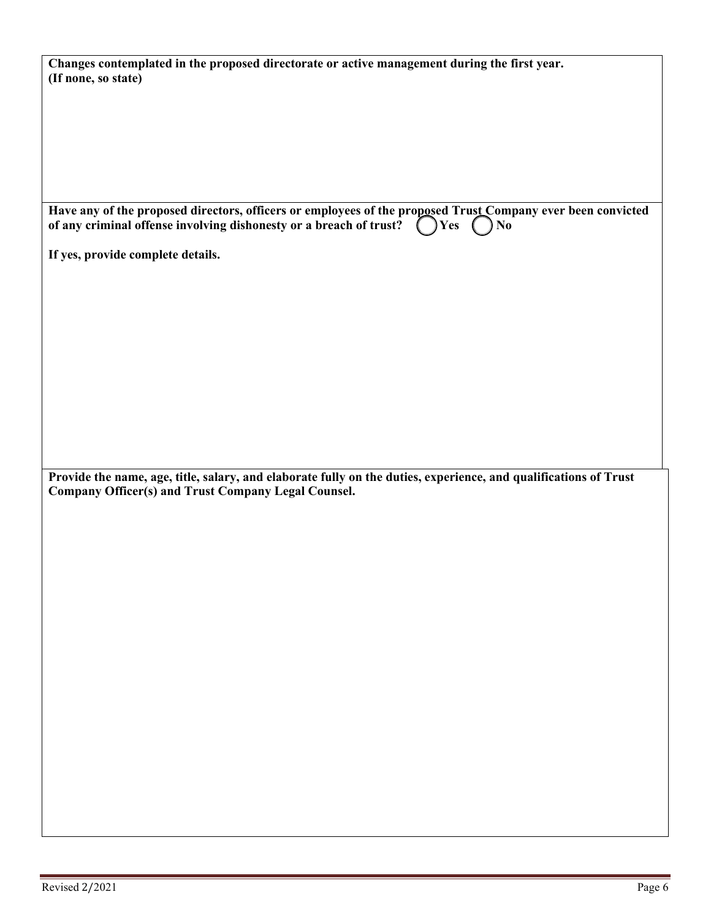**Changes contemplated in the proposed directorate or active management during the first year.**
**(If none, so state)**

**Have any of the proposed directors, officers or employees of the proposed Trust Company ever been convicted of any criminal offense involving dishonesty or a breach of trust?** ◯ **Yes** ◯ **No**

**If yes, provide complete details.**

**Provide the name, age, title, salary, and elaborate fully on the duties, experience, and qualifications of Trust Company Officer(s) and Trust Company Legal Counsel.**

Revised 2/2021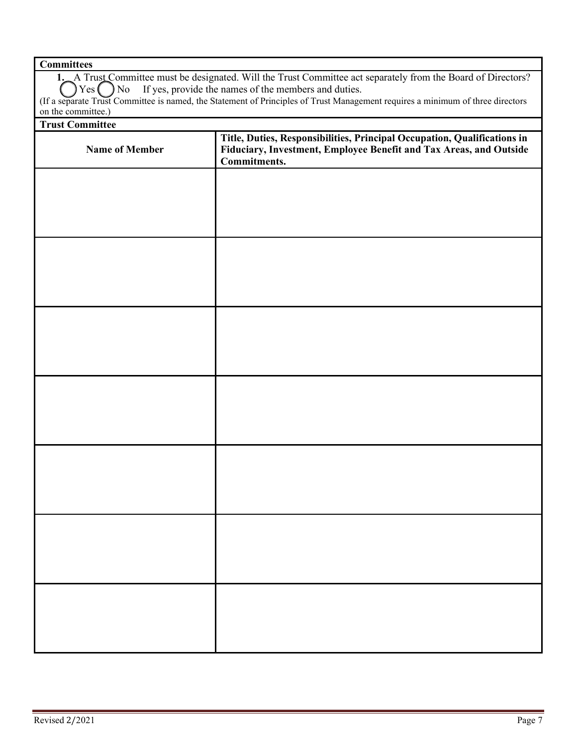**Committees**

**1.** A Trust Committee must be designated. Will the Trust Committee act separately from the Board of Directors?

◯ Yes ◯ No If yes, provide the names of the members and duties.

(If a separate Trust Committee is named, the Statement of Principles of Trust Management requires a minimum of three directors on the committee.)

**Trust Committee**

| Name of Member | Title, Duties, Responsibilities, Principal Occupation, Qualifications in Fiduciary, Investment, Employee Benefit and Tax Areas, and Outside Commitments. |
|---|---|
| | |
| | |
| | |
| | |
| | |
| | |
| | |

Revised 2/2021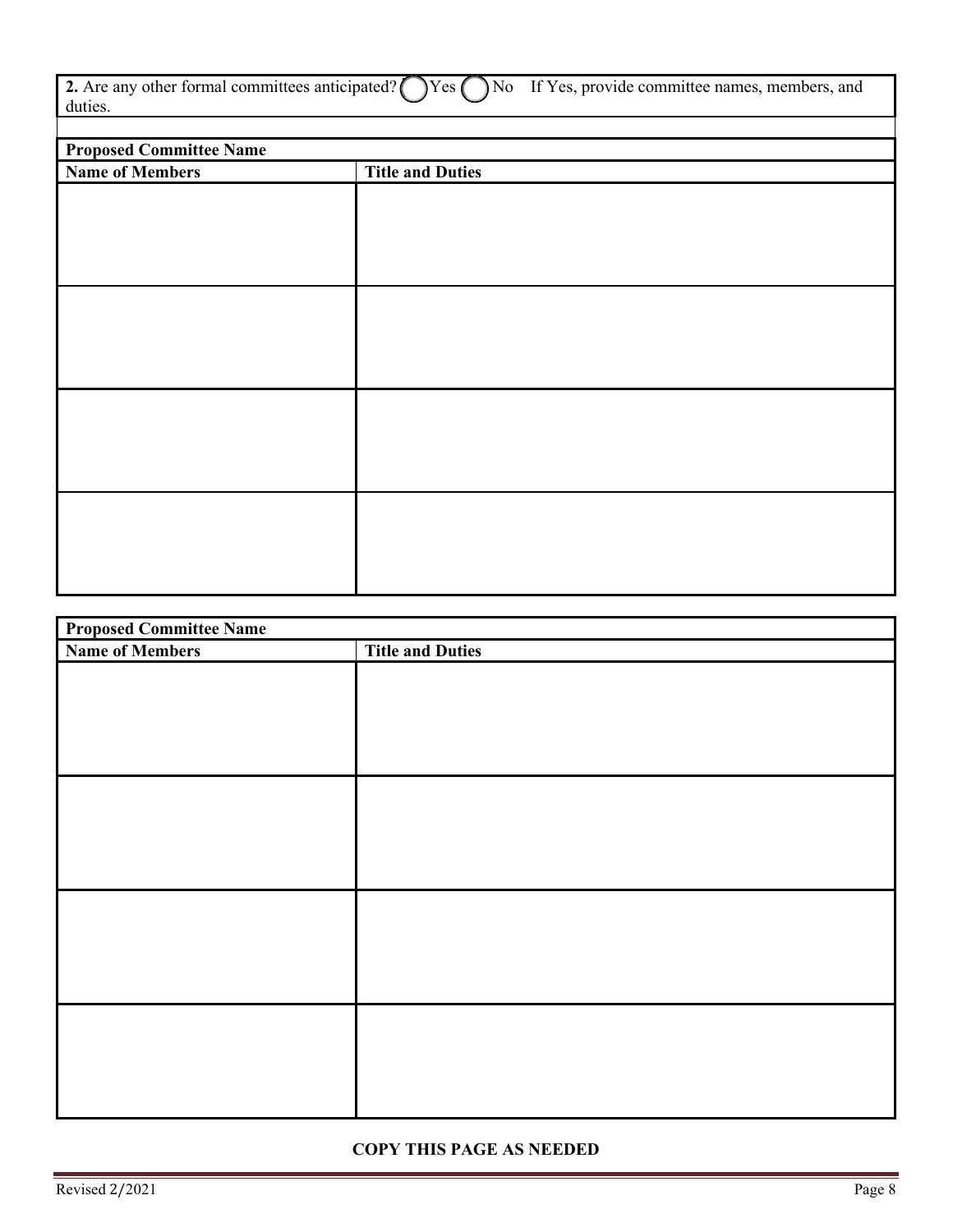**2.** Are any other formal committees anticipated? ◯ Yes ◯ No If Yes, provide committee names, members, and duties.

| Proposed Committee Name | |
|---|---|
| **Name of Members** | **Title and Duties** |
| | |
| | |
| | |
| | |

| Proposed Committee Name | |
|---|---|
| **Name of Members** | **Title and Duties** |
| | |
| | |
| | |
| | |

**COPY THIS PAGE AS NEEDED**

Revised 2/2021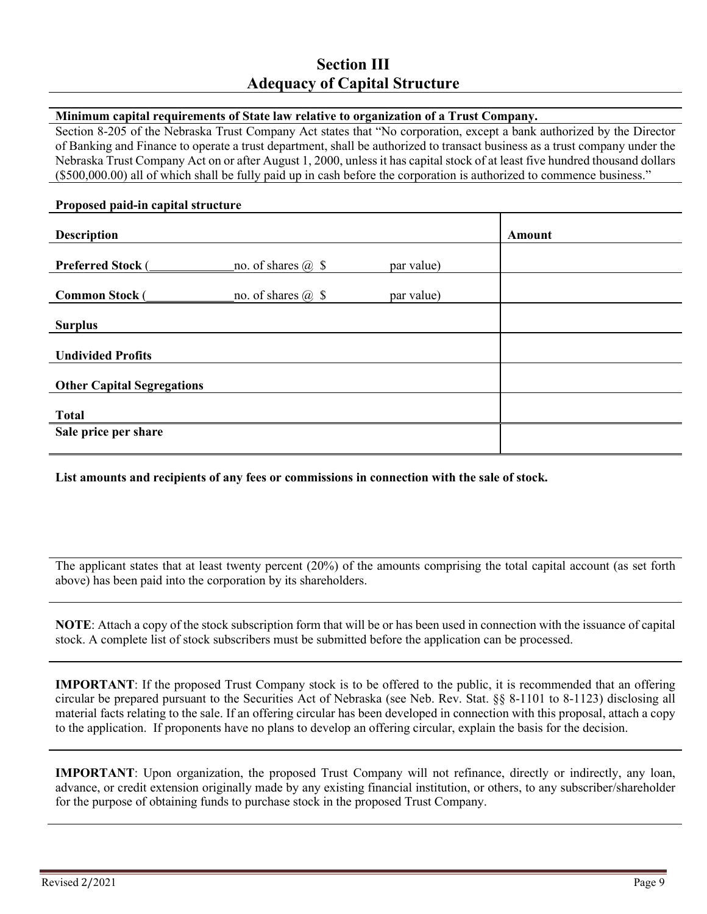# Section III
## Adequacy of Capital Structure

**Minimum capital requirements of State law relative to organization of a Trust Company.**

Section 8-205 of the Nebraska Trust Company Act states that "No corporation, except a bank authorized by the Director of Banking and Finance to operate a trust department, shall be authorized to transact business as a trust company under the Nebraska Trust Company Act on or after August 1, 2000, unless it has capital stock of at least five hundred thousand dollars ($500,000.00) all of which shall be fully paid up in cash before the corporation is authorized to commence business."

**Proposed paid-in capital structure**

| Description | Amount |
|---|---|
| **Preferred Stock** (\_\_\_\_\_\_\_\_\_\_\_\_\_no. of shares @ $ \_\_\_\_\_\_\_\_ par value) | |
| **Common Stock** (\_\_\_\_\_\_\_\_\_\_\_\_\_no. of shares @ $ \_\_\_\_\_\_\_\_ par value) | |
| **Surplus** | |
| **Undivided Profits** | |
| **Other Capital Segregations** | |
| **Total** | |
| **Sale price per share** | |

**List amounts and recipients of any fees or commissions in connection with the sale of stock.**

The applicant states that at least twenty percent (20%) of the amounts comprising the total capital account (as set forth above) has been paid into the corporation by its shareholders.

**NOTE**: Attach a copy of the stock subscription form that will be or has been used in connection with the issuance of capital stock. A complete list of stock subscribers must be submitted before the application can be processed.

**IMPORTANT**: If the proposed Trust Company stock is to be offered to the public, it is recommended that an offering circular be prepared pursuant to the Securities Act of Nebraska (see Neb. Rev. Stat. §§ 8-1101 to 8-1123) disclosing all material facts relating to the sale. If an offering circular has been developed in connection with this proposal, attach a copy to the application. If proponents have no plans to develop an offering circular, explain the basis for the decision.

**IMPORTANT**: Upon organization, the proposed Trust Company will not refinance, directly or indirectly, any loan, advance, or credit extension originally made by any existing financial institution, or others, to any subscriber/shareholder for the purpose of obtaining funds to purchase stock in the proposed Trust Company.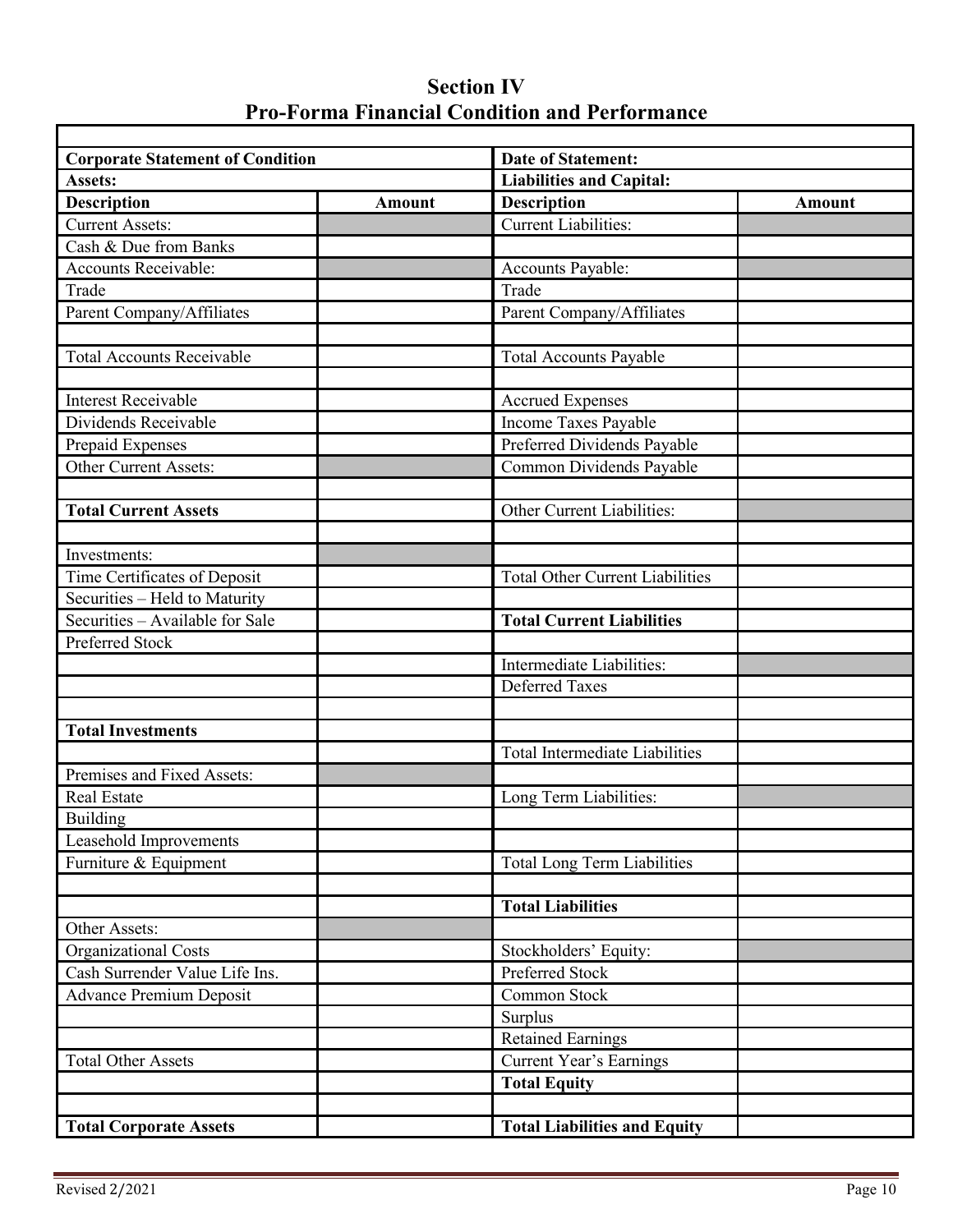# Section IV
## Pro-Forma Financial Condition and Performance

| **Corporate Statement of Condition** | | **Date of Statement:** | |
|---|---|---|---|
| **Assets:** | | **Liabilities and Capital:** | |
| **Description** | **Amount** | **Description** | **Amount** |
| Current Assets: | | Current Liabilities: | |
| Cash & Due from Banks | | | |
| Accounts Receivable: | | Accounts Payable: | |
| Trade | | Trade | |
| Parent Company/Affiliates | | Parent Company/Affiliates | |
| | | | |
| Total Accounts Receivable | | Total Accounts Payable | |
| | | | |
| Interest Receivable | | Accrued Expenses | |
| Dividends Receivable | | Income Taxes Payable | |
| Prepaid Expenses | | Preferred Dividends Payable | |
| Other Current Assets: | | Common Dividends Payable | |
| | | | |
| **Total Current Assets** | | Other Current Liabilities: | |
| | | | |
| Investments: | | | |
| Time Certificates of Deposit | | Total Other Current Liabilities | |
| Securities – Held to Maturity | | | |
| Securities – Available for Sale | | **Total Current Liabilities** | |
| Preferred Stock | | | |
| | | Intermediate Liabilities: | |
| | | Deferred Taxes | |
| | | | |
| **Total Investments** | | | |
| | | Total Intermediate Liabilities | |
| Premises and Fixed Assets: | | | |
| Real Estate | | Long Term Liabilities: | |
| Building | | | |
| Leasehold Improvements | | | |
| Furniture & Equipment | | Total Long Term Liabilities | |
| | | | |
| | | **Total Liabilities** | |
| Other Assets: | | | |
| Organizational Costs | | Stockholders' Equity: | |
| Cash Surrender Value Life Ins. | | Preferred Stock | |
| Advance Premium Deposit | | Common Stock | |
| | | Surplus | |
| | | Retained Earnings | |
| Total Other Assets | | Current Year's Earnings | |
| | | **Total Equity** | |
| | | | |
| **Total Corporate Assets** | | **Total Liabilities and Equity** | |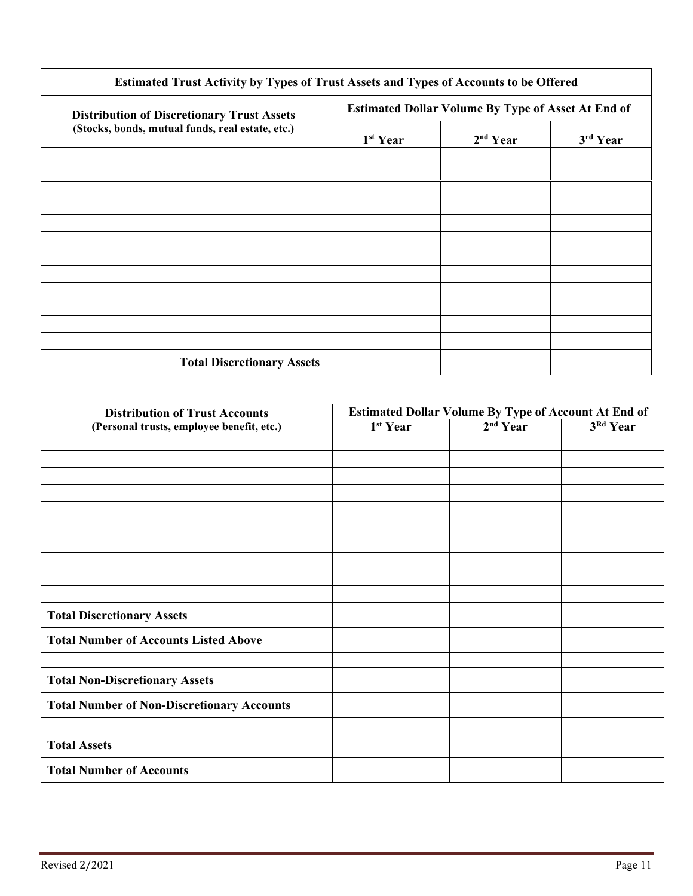| Estimated Trust Activity by Types of Trust Assets and Types of Accounts to be Offered | | | |
|---|---|---|---|
| **Distribution of Discretionary Trust Assets** (Stocks, bonds, mutual funds, real estate, etc.) | **Estimated Dollar Volume By Type of Asset At End of** | | |
| | **1st Year** | **2nd Year** | **3rd Year** |
| | | | |
| | | | |
| | | | |
| | | | |
| | | | |
| | | | |
| | | | |
| | | | |
| | | | |
| | | | |
| | | | |
| | | | |
| **Total Discretionary Assets** | | | |

| **Distribution of Trust Accounts** (Personal trusts, employee benefit, etc.) | **Estimated Dollar Volume By Type of Account At End of** | | |
|---|---|---|---|
| | **1st Year** | **2nd Year** | **3Rd Year** |
| | | | |
| | | | |
| | | | |
| | | | |
| | | | |
| | | | |
| | | | |
| | | | |
| | | | |
| | | | |
| **Total Discretionary Assets** | | | |
| **Total Number of Accounts Listed Above** | | | |
| | | | |
| **Total Non-Discretionary Assets** | | | |
| **Total Number of Non-Discretionary Accounts** | | | |
| | | | |
| **Total Assets** | | | |
| **Total Number of Accounts** | | | |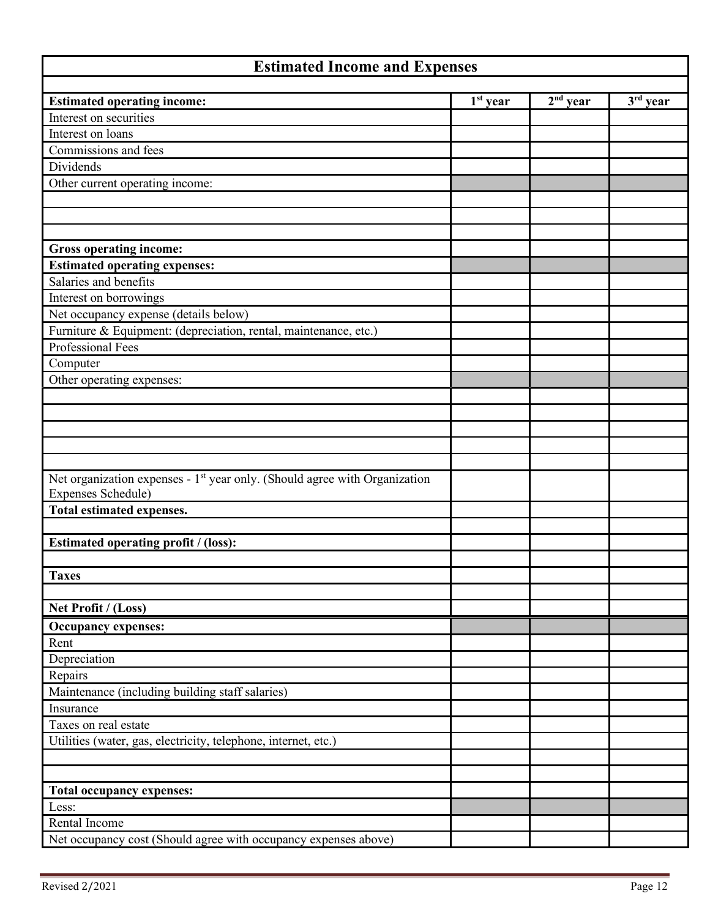| Estimated Income and Expenses | | | |
|---|---|---|---|
| | | | |
| **Estimated operating income:** | **1st year** | **2nd year** | **3rd year** |
| Interest on securities | | | |
| Interest on loans | | | |
| Commissions and fees | | | |
| Dividends | | | |
| Other current operating income: | | | |
| | | | |
| | | | |
| | | | |
| **Gross operating income:** | | | |
| **Estimated operating expenses:** | | | |
| Salaries and benefits | | | |
| Interest on borrowings | | | |
| Net occupancy expense (details below) | | | |
| Furniture & Equipment: (depreciation, rental, maintenance, etc.) | | | |
| Professional Fees | | | |
| Computer | | | |
| Other operating expenses: | | | |
| | | | |
| | | | |
| | | | |
| | | | |
| | | | |
| Net organization expenses - 1st year only. (Should agree with Organization Expenses Schedule) | | | |
| **Total estimated expenses.** | | | |
| | | | |
| **Estimated operating profit / (loss):** | | | |
| | | | |
| **Taxes** | | | |
| | | | |
| **Net Profit / (Loss)** | | | |
| **Occupancy expenses:** | | | |
| Rent | | | |
| Depreciation | | | |
| Repairs | | | |
| Maintenance (including building staff salaries) | | | |
| Insurance | | | |
| Taxes on real estate | | | |
| Utilities (water, gas, electricity, telephone, internet, etc.) | | | |
| | | | |
| | | | |
| **Total occupancy expenses:** | | | |
| Less: | | | |
| Rental Income | | | |
| Net occupancy cost (Should agree with occupancy expenses above) | | | |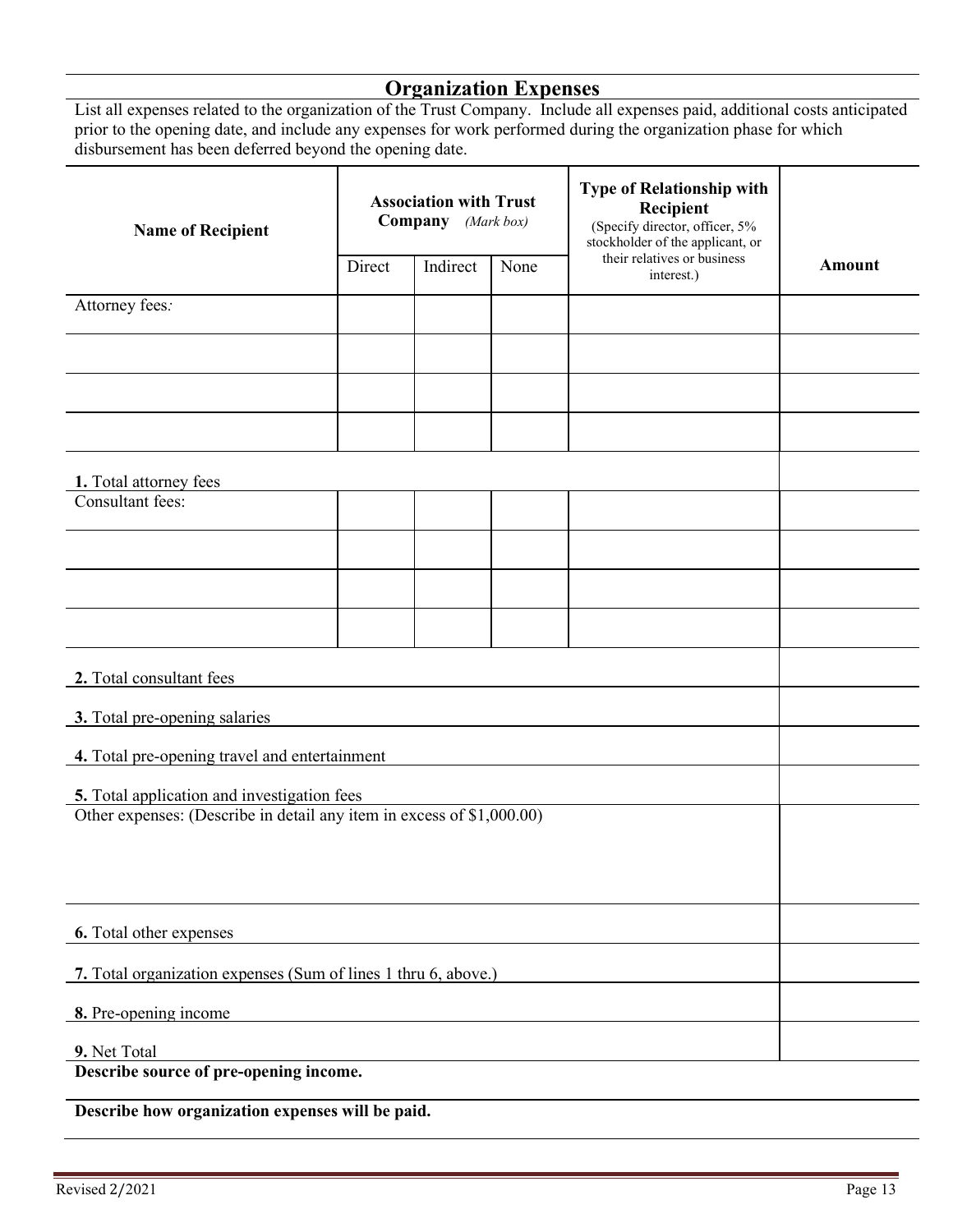## Organization Expenses

List all expenses related to the organization of the Trust Company. Include all expenses paid, additional costs anticipated prior to the opening date, and include any expenses for work performed during the organization phase for which disbursement has been deferred beyond the opening date.

| **Name of Recipient** | **Association with Trust Company** *(Mark box)* | | | **Type of Relationship with Recipient** (Specify director, officer, 5% stockholder of the applicant, or their relatives or business interest.) | **Amount** |
|---|---|---|---|---|---|
| | Direct | Indirect | None | | |
| Attorney fees*:* | | | | | |
| | | | | | |
| | | | | | |
| | | | | | |
| **1.** Total attorney fees | | | | | |
| Consultant fees: | | | | | |
| | | | | | |
| | | | | | |
| | | | | | |
| **2.** Total consultant fees | | | | | |
| **3.** Total pre-opening salaries | | | | | |
| **4.** Total pre-opening travel and entertainment | | | | | |
| **5.** Total application and investigation fees | | | | | |
| Other expenses: (Describe in detail any item in excess of $1,000.00) | | | | | |
| **6.** Total other expenses | | | | | |
| **7.** Total organization expenses (Sum of lines 1 thru 6, above.) | | | | | |
| **8.** Pre-opening income | | | | | |
| **9.** Net Total | | | | | |

**Describe source of pre-opening income.**

**Describe how organization expenses will be paid.**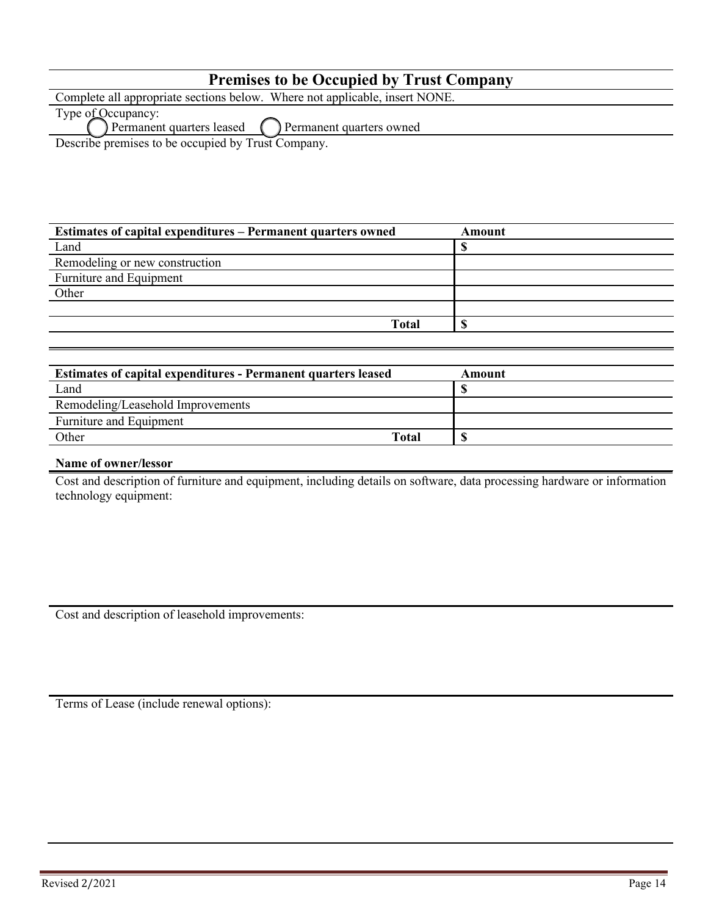## Premises to be Occupied by Trust Company

Complete all appropriate sections below. Where not applicable, insert NONE.

Type of Occupancy:

◯ Permanent quarters leased ◯ Permanent quarters owned

Describe premises to be occupied by Trust Company.

| **Estimates of capital expenditures – Permanent quarters owned** | **Amount** |
|---|---|
| Land | $ |
| Remodeling or new construction | |
| Furniture and Equipment | |
| Other | |
| | |
| **Total** | $ |

| **Estimates of capital expenditures - Permanent quarters leased** | **Amount** |
|---|---|
| Land | $ |
| Remodeling/Leasehold Improvements | |
| Furniture and Equipment | |
| Other **Total** | $ |

**Name of owner/lessor**

Cost and description of furniture and equipment, including details on software, data processing hardware or information technology equipment:

Cost and description of leasehold improvements:

Terms of Lease (include renewal options):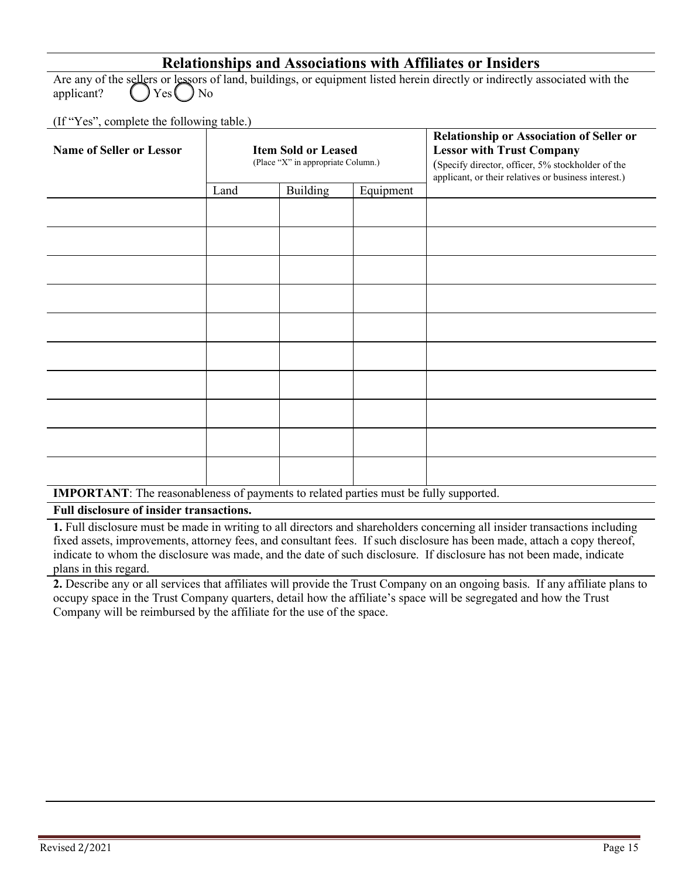## Relationships and Associations with Affiliates or Insiders

Are any of the sellers or lessors of land, buildings, or equipment listed herein directly or indirectly associated with the applicant? ◯ Yes ◯ No

(If "Yes", complete the following table.)

| Name of Seller or Lessor | Item Sold or Leased (Place "X" in appropriate Column.) | | | Relationship or Association of Seller or Lessor with Trust Company (Specify director, officer, 5% stockholder of the applicant, or their relatives or business interest.) |
|---|---|---|---|---|
| | Land | Building | Equipment | |
| | | | | |
| | | | | |
| | | | | |
| | | | | |
| | | | | |
| | | | | |
| | | | | |
| | | | | |
| | | | | |
| | | | | |

**IMPORTANT**: The reasonableness of payments to related parties must be fully supported.

**Full disclosure of insider transactions.**

**1.** Full disclosure must be made in writing to all directors and shareholders concerning all insider transactions including fixed assets, improvements, attorney fees, and consultant fees. If such disclosure has been made, attach a copy thereof, indicate to whom the disclosure was made, and the date of such disclosure. If disclosure has not been made, indicate plans in this regard.

**2.** Describe any or all services that affiliates will provide the Trust Company on an ongoing basis. If any affiliate plans to occupy space in the Trust Company quarters, detail how the affiliate's space will be segregated and how the Trust Company will be reimbursed by the affiliate for the use of the space.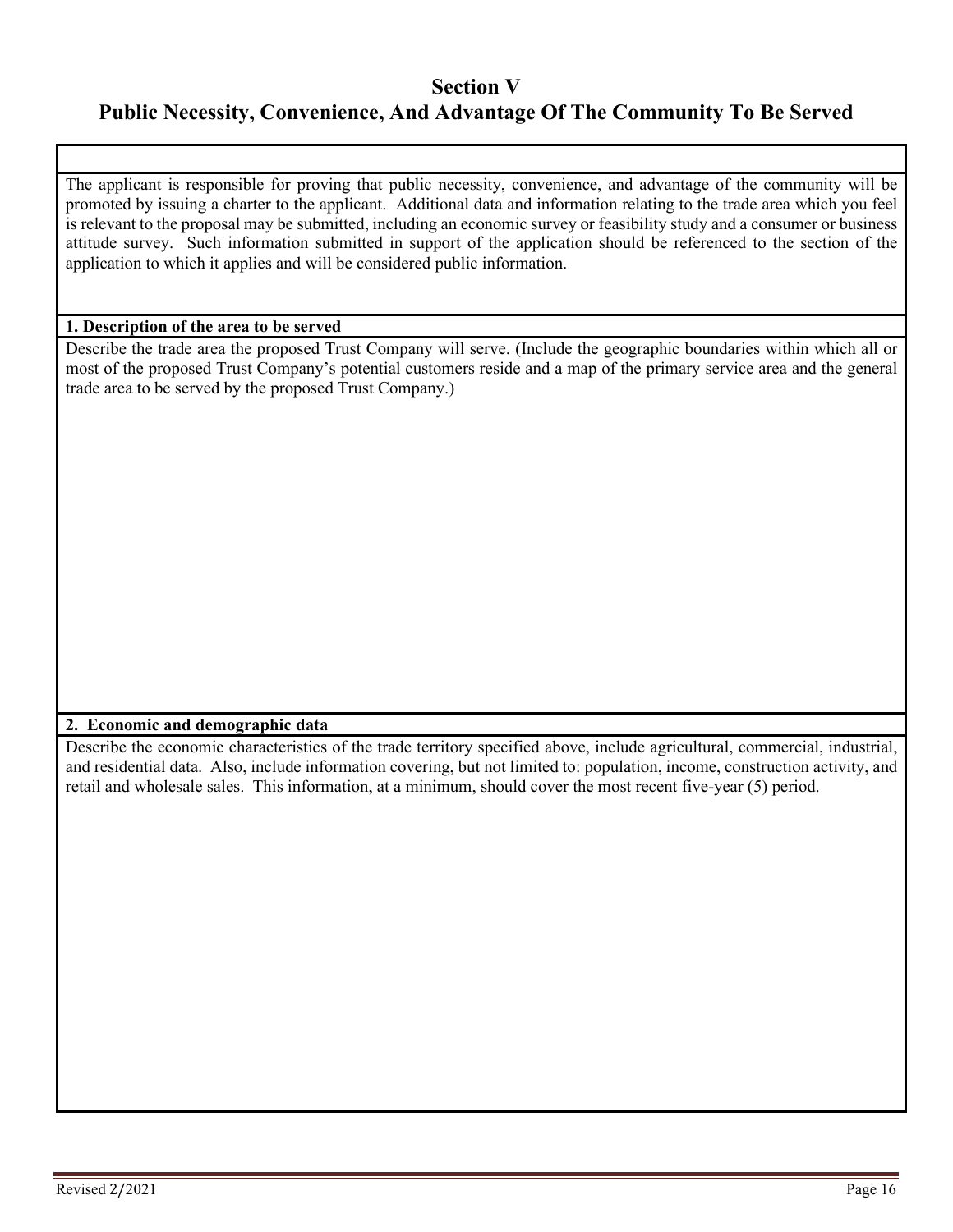# Section V
# Public Necessity, Convenience, And Advantage Of The Community To Be Served

The applicant is responsible for proving that public necessity, convenience, and advantage of the community will be promoted by issuing a charter to the applicant. Additional data and information relating to the trade area which you feel is relevant to the proposal may be submitted, including an economic survey or feasibility study and a consumer or business attitude survey. Such information submitted in support of the application should be referenced to the section of the application to which it applies and will be considered public information.

**1. Description of the area to be served**

Describe the trade area the proposed Trust Company will serve. (Include the geographic boundaries within which all or most of the proposed Trust Company's potential customers reside and a map of the primary service area and the general trade area to be served by the proposed Trust Company.)

**2. Economic and demographic data**

Describe the economic characteristics of the trade territory specified above, include agricultural, commercial, industrial, and residential data. Also, include information covering, but not limited to: population, income, construction activity, and retail and wholesale sales. This information, at a minimum, should cover the most recent five-year (5) period.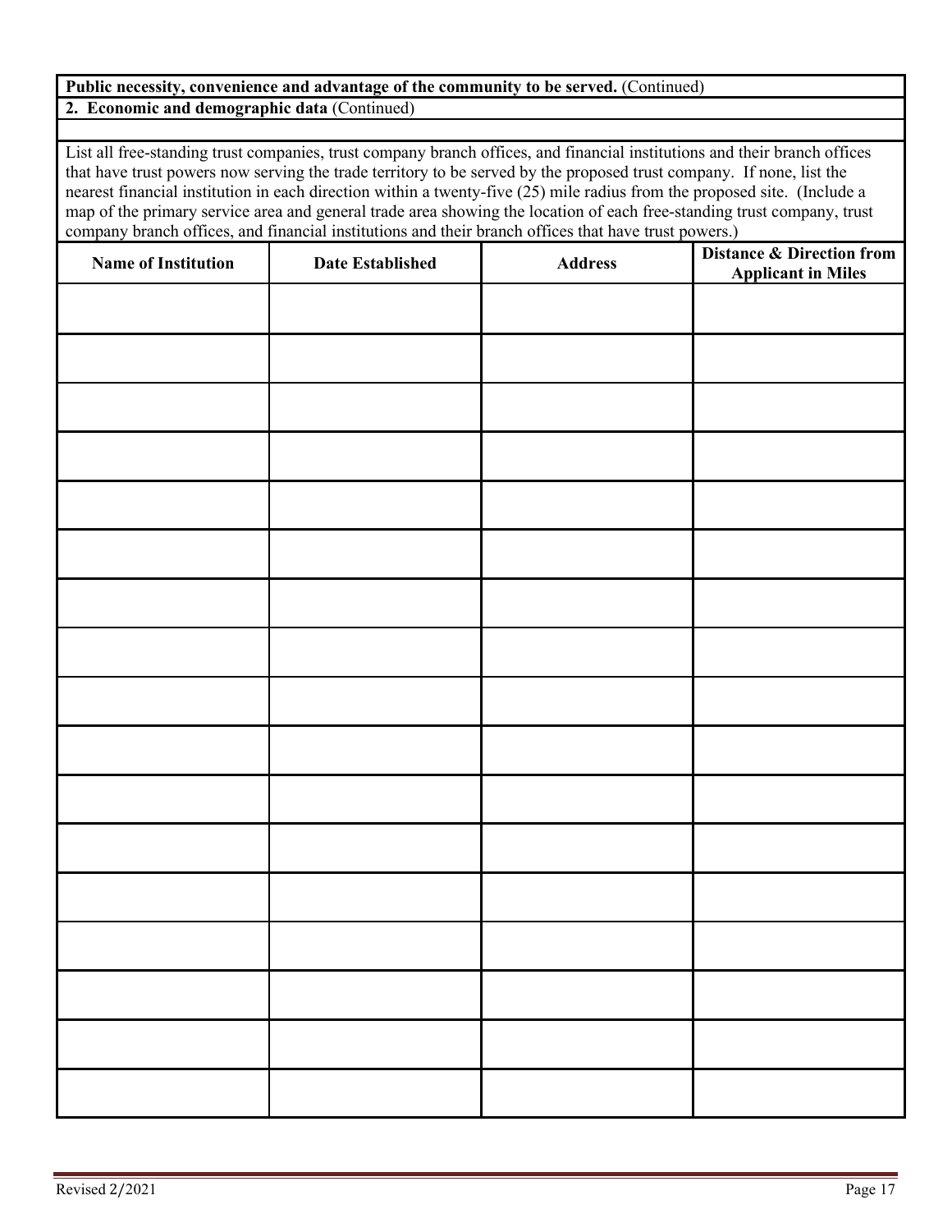**Public necessity, convenience and advantage of the community to be served.** (Continued)

**2. Economic and demographic data** (Continued)

List all free-standing trust companies, trust company branch offices, and financial institutions and their branch offices that have trust powers now serving the trade territory to be served by the proposed trust company. If none, list the nearest financial institution in each direction within a twenty-five (25) mile radius from the proposed site. (Include a map of the primary service area and general trade area showing the location of each free-standing trust company, trust company branch offices, and financial institutions and their branch offices that have trust powers.)

| Name of Institution | Date Established | Address | Distance & Direction from Applicant in Miles |
|---|---|---|---|
| | | | |
| | | | |
| | | | |
| | | | |
| | | | |
| | | | |
| | | | |
| | | | |
| | | | |
| | | | |
| | | | |
| | | | |
| | | | |
| | | | |
| | | | |
| | | | |
| | | | |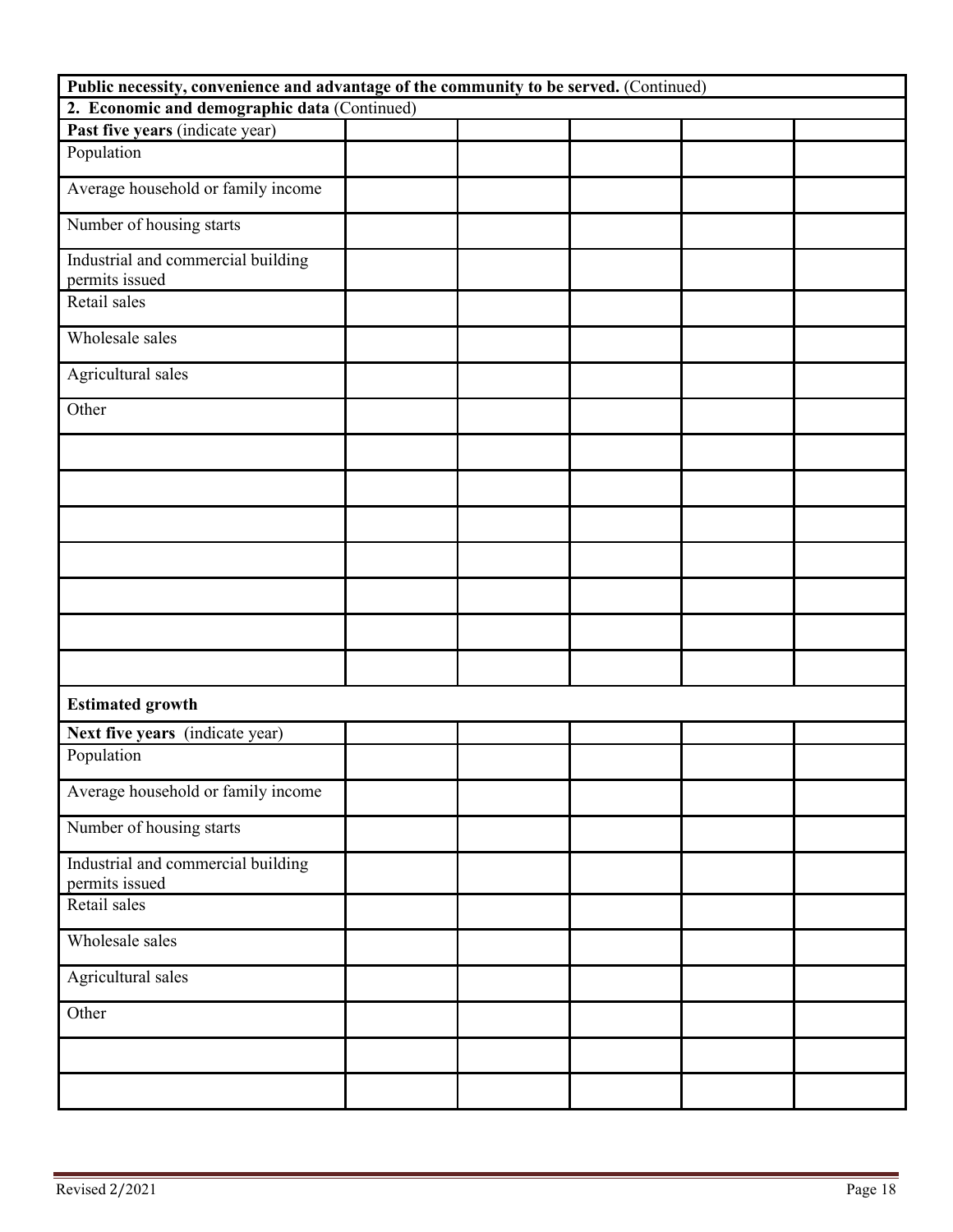| **Public necessity, convenience and advantage of the community to be served.** (Continued) | | | | | |
|---|---|---|---|---|---|
| **2. Economic and demographic data** (Continued) | | | | | |
| **Past five years** (indicate year) | | | | | |
| Population | | | | | |
| Average household or family income | | | | | |
| Number of housing starts | | | | | |
| Industrial and commercial building permits issued | | | | | |
| Retail sales | | | | | |
| Wholesale sales | | | | | |
| Agricultural sales | | | | | |
| Other | | | | | |
| | | | | | |
| | | | | | |
| | | | | | |
| | | | | | |
| | | | | | |
| | | | | | |
| | | | | | |
| **Estimated growth** | | | | | |
| **Next five years** (indicate year) | | | | | |
| Population | | | | | |
| Average household or family income | | | | | |
| Number of housing starts | | | | | |
| Industrial and commercial building permits issued | | | | | |
| Retail sales | | | | | |
| Wholesale sales | | | | | |
| Agricultural sales | | | | | |
| Other | | | | | |
| | | | | | |
| | | | | | |

Revised 2/2021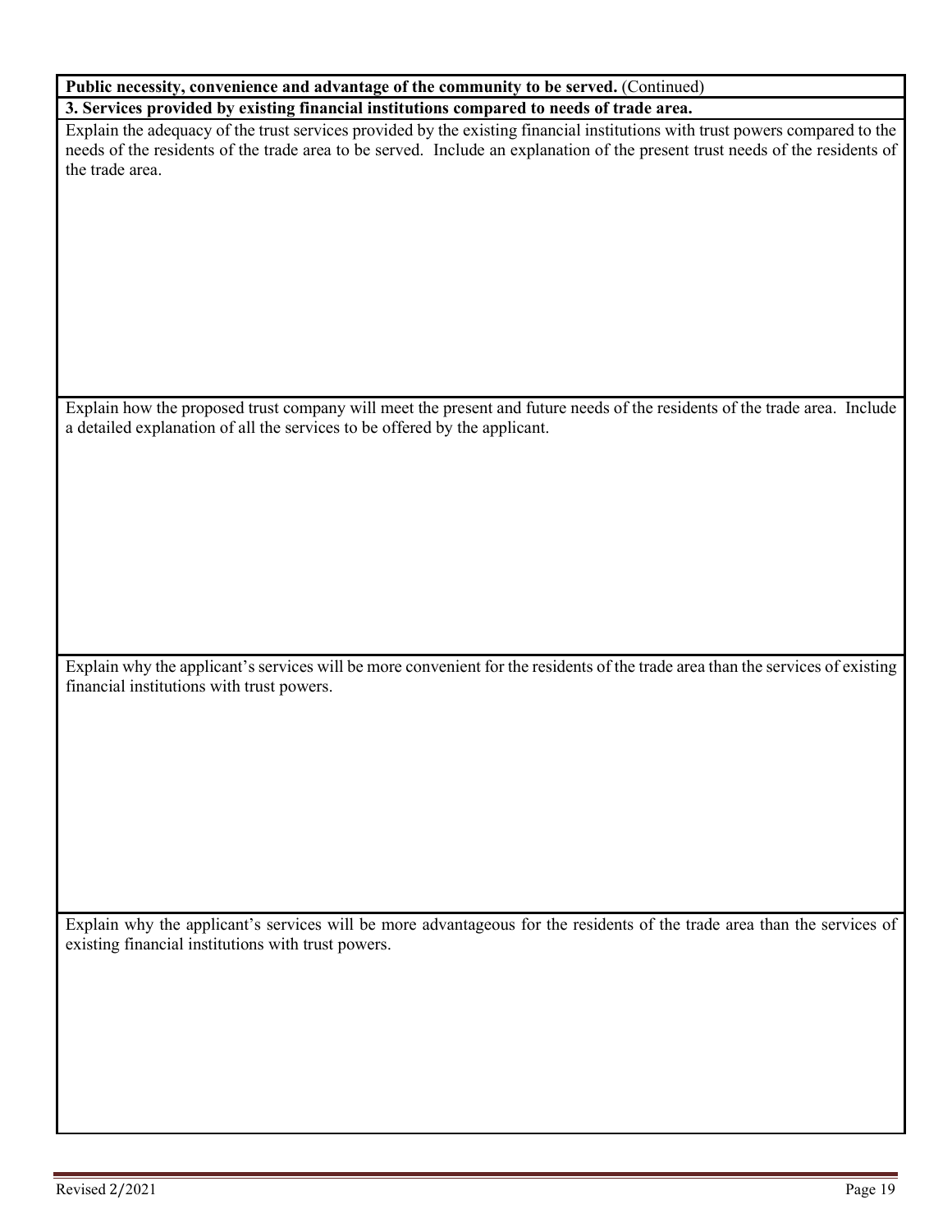**Public necessity, convenience and advantage of the community to be served.** (Continued)

**3. Services provided by existing financial institutions compared to needs of trade area.**

Explain the adequacy of the trust services provided by the existing financial institutions with trust powers compared to the needs of the residents of the trade area to be served. Include an explanation of the present trust needs of the residents of the trade area.

Explain how the proposed trust company will meet the present and future needs of the residents of the trade area. Include a detailed explanation of all the services to be offered by the applicant.

Explain why the applicant's services will be more convenient for the residents of the trade area than the services of existing financial institutions with trust powers.

Explain why the applicant's services will be more advantageous for the residents of the trade area than the services of existing financial institutions with trust powers.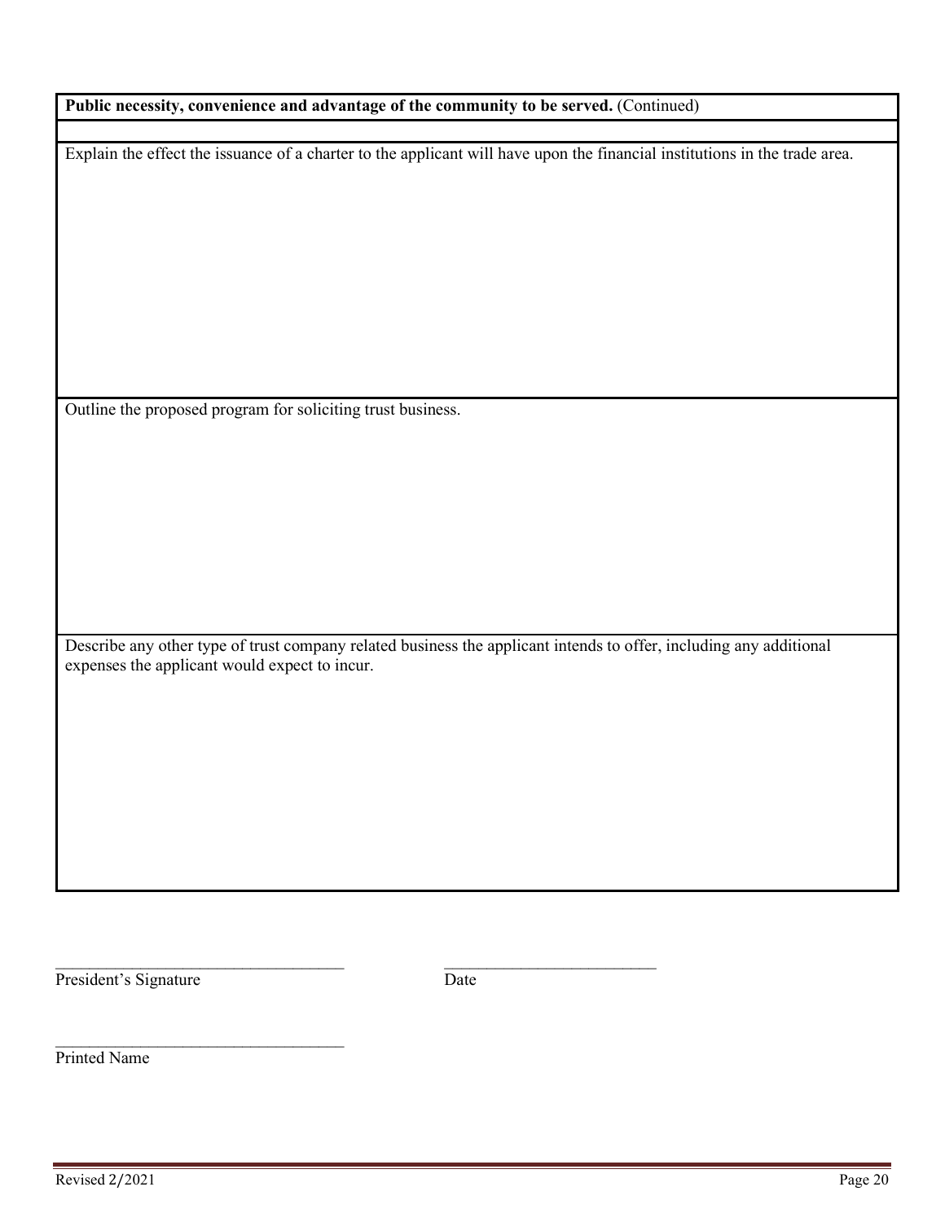| **Public necessity, convenience and advantage of the community to be served.** (Continued) |
| --- |
| |
| Explain the effect the issuance of a charter to the applicant will have upon the financial institutions in the trade area. |
| Outline the proposed program for soliciting trust business. |
| Describe any other type of trust company related business the applicant intends to offer, including any additional expenses the applicant would expect to incur. |

___________________________________ ___________________________

President's Signature Date

___________________________________

Printed Name

Revised 2/2021